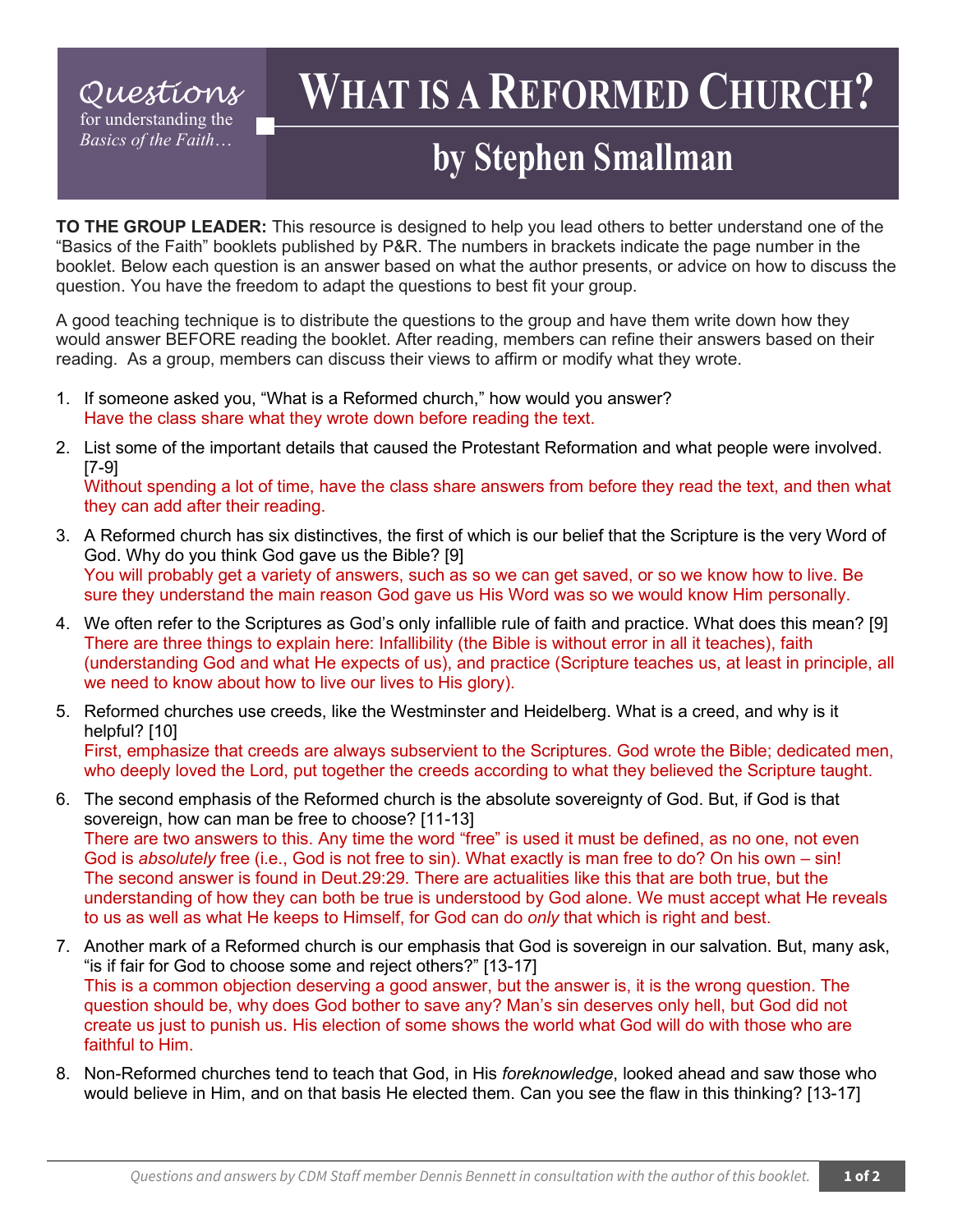*Questions* for understanding the *Basics of the Faith…*

# WHAT IS A REFORMED CHURCH?

## by Stephen Smallman

**TO THE GROUP LEADER:** This resource is designed to help you lead others to better understand one of the "Basics of the Faith" booklets published by P&R. The numbers in brackets indicate the page number in the booklet. Below each question is an answer based on what the author presents, or advice on how to discuss the question. You have the freedom to adapt the questions to best fit your group.

A good teaching technique is to distribute the questions to the group and have them write down how they would answer BEFORE reading the booklet. After reading, members can refine their answers based on their reading. As a group, members can discuss their views to affirm or modify what they wrote.

1. If someone asked you, "What is a Reformed church," how would you answer?
   Have the class share what they wrote down before reading the text.

2. List some of the important details that caused the Protestant Reformation and what people were involved. [7-9]
   Without spending a lot of time, have the class share answers from before they read the text, and then what they can add after their reading.

3. A Reformed church has six distinctives, the first of which is our belief that the Scripture is the very Word of God. Why do you think God gave us the Bible? [9]
   You will probably get a variety of answers, such as so we can get saved, or so we know how to live. Be sure they understand the main reason God gave us His Word was so we would know Him personally.

4. We often refer to the Scriptures as God's only infallible rule of faith and practice. What does this mean? [9]
   There are three things to explain here: Infallibility (the Bible is without error in all it teaches), faith (understanding God and what He expects of us), and practice (Scripture teaches us, at least in principle, all we need to know about how to live our lives to His glory).

5. Reformed churches use creeds, like the Westminster and Heidelberg. What is a creed, and why is it helpful? [10]
   First, emphasize that creeds are always subservient to the Scriptures. God wrote the Bible; dedicated men, who deeply loved the Lord, put together the creeds according to what they believed the Scripture taught.

6. The second emphasis of the Reformed church is the absolute sovereignty of God. But, if God is that sovereign, how can man be free to choose? [11-13]
   There are two answers to this. Any time the word "free" is used it must be defined, as no one, not even God is *absolutely* free (i.e., God is not free to sin). What exactly is man free to do? On his own – sin! The second answer is found in Deut.29:29. There are actualities like this that are both true, but the understanding of how they can both be true is understood by God alone. We must accept what He reveals to us as well as what He keeps to Himself, for God can do *only* that which is right and best.

7. Another mark of a Reformed church is our emphasis that God is sovereign in our salvation. But, many ask, "is if fair for God to choose some and reject others?" [13-17]
   This is a common objection deserving a good answer, but the answer is, it is the wrong question. The question should be, why does God bother to save any? Man's sin deserves only hell, but God did not create us just to punish us. His election of some shows the world what God will do with those who are faithful to Him.

8. Non-Reformed churches tend to teach that God, in His *foreknowledge*, looked ahead and saw those who would believe in Him, and on that basis He elected them. Can you see the flaw in this thinking? [13-17]

*Questions and answers by CDM Staff member Dennis Bennett in consultation with the author of this booklet.*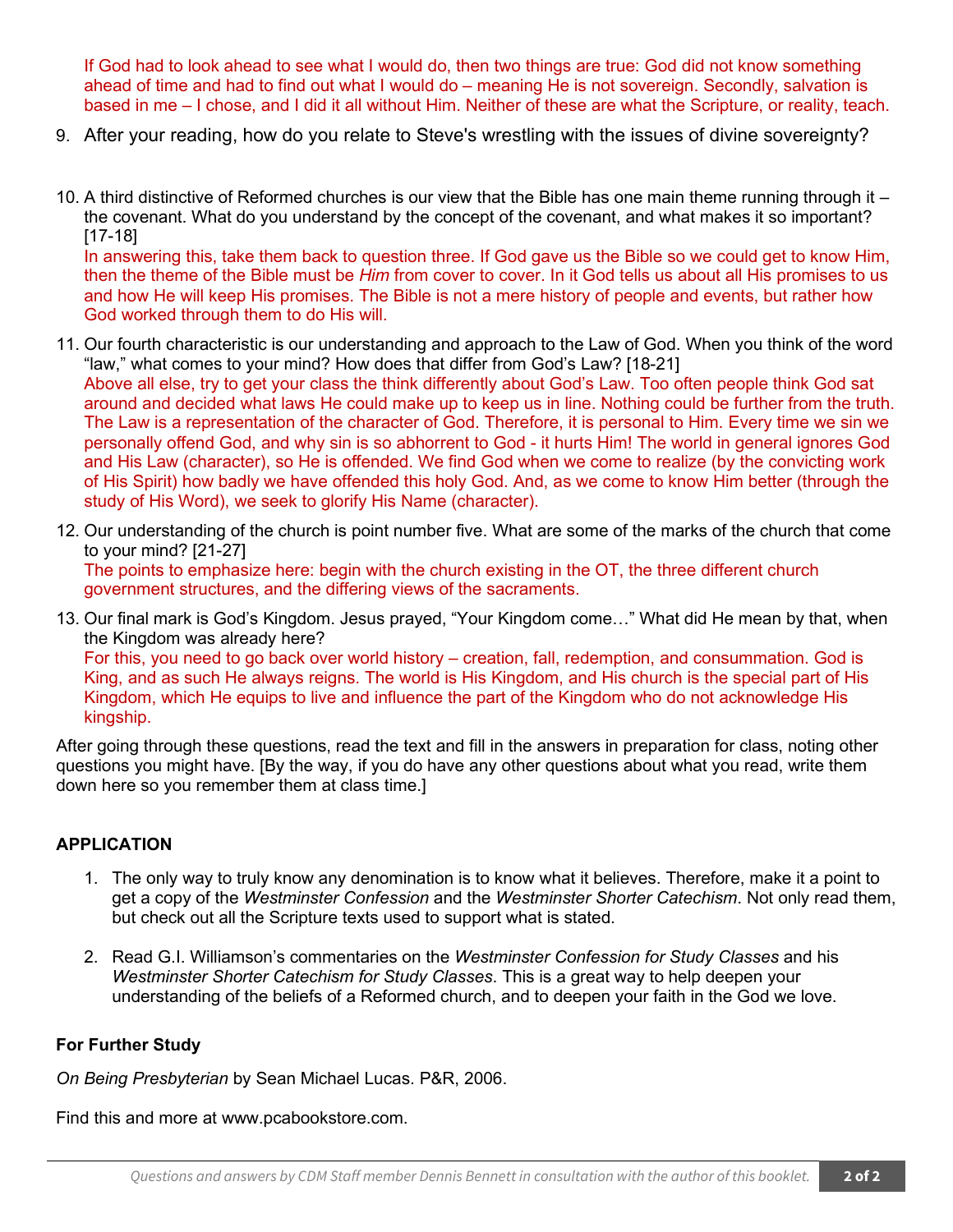If God had to look ahead to see what I would do, then two things are true: God did not know something ahead of time and had to find out what I would do – meaning He is not sovereign. Secondly, salvation is based in me – I chose, and I did it all without Him. Neither of these are what the Scripture, or reality, teach.

9. After your reading, how do you relate to Steve's wrestling with the issues of divine sovereignty?

10. A third distinctive of Reformed churches is our view that the Bible has one main theme running through it – the covenant. What do you understand by the concept of the covenant, and what makes it so important? [17-18]
    In answering this, take them back to question three. If God gave us the Bible so we could get to know Him, then the theme of the Bible must be *Him* from cover to cover. In it God tells us about all His promises to us and how He will keep His promises. The Bible is not a mere history of people and events, but rather how God worked through them to do His will.

11. Our fourth characteristic is our understanding and approach to the Law of God. When you think of the word "law," what comes to your mind? How does that differ from God's Law? [18-21]
    Above all else, try to get your class the think differently about God's Law. Too often people think God sat around and decided what laws He could make up to keep us in line. Nothing could be further from the truth. The Law is a representation of the character of God. Therefore, it is personal to Him. Every time we sin we personally offend God, and why sin is so abhorrent to God - it hurts Him! The world in general ignores God and His Law (character), so He is offended. We find God when we come to realize (by the convicting work of His Spirit) how badly we have offended this holy God. And, as we come to know Him better (through the study of His Word), we seek to glorify His Name (character).

12. Our understanding of the church is point number five. What are some of the marks of the church that come to your mind? [21-27]
    The points to emphasize here: begin with the church existing in the OT, the three different church government structures, and the differing views of the sacraments.

13. Our final mark is God's Kingdom. Jesus prayed, "Your Kingdom come…" What did He mean by that, when the Kingdom was already here?
    For this, you need to go back over world history – creation, fall, redemption, and consummation. God is King, and as such He always reigns. The world is His Kingdom, and His church is the special part of His Kingdom, which He equips to live and influence the part of the Kingdom who do not acknowledge His kingship.

After going through these questions, read the text and fill in the answers in preparation for class, noting other questions you might have. [By the way, if you do have any other questions about what you read, write them down here so you remember them at class time.]

**APPLICATION**

1. The only way to truly know any denomination is to know what it believes. Therefore, make it a point to get a copy of the *Westminster Confession* and the *Westminster Shorter Catechism*. Not only read them, but check out all the Scripture texts used to support what is stated.

2. Read G.I. Williamson's commentaries on the *Westminster Confession for Study Classes* and his *Westminster Shorter Catechism for Study Classes*. This is a great way to help deepen your understanding of the beliefs of a Reformed church, and to deepen your faith in the God we love.

**For Further Study**

*On Being Presbyterian* by Sean Michael Lucas. P&R, 2006.

Find this and more at www.pcabookstore.com.

*Questions and answers by CDM Staff member Dennis Bennett in consultation with the author of this booklet.*